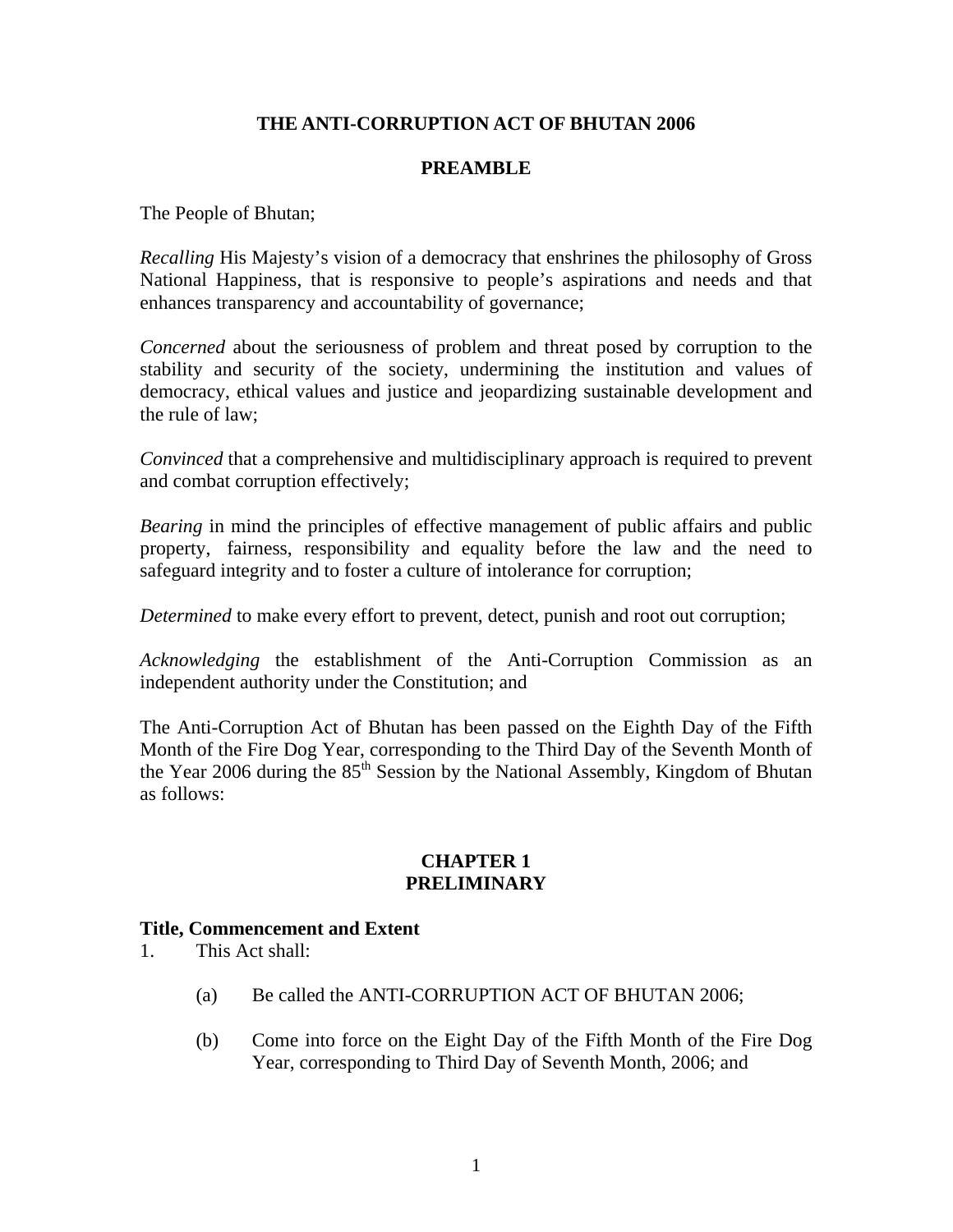# THE ANTI-CORRUPTION ACT OF BHUTAN 2006

## PREAMBLE

The People of Bhutan;

*Recalling* His Majesty's vision of a democracy that enshrines the philosophy of Gross National Happiness, that is responsive to people's aspirations and needs and that enhances transparency and accountability of governance;

*Concerned* about the seriousness of problem and threat posed by corruption to the stability and security of the society, undermining the institution and values of democracy, ethical values and justice and jeopardizing sustainable development and the rule of law;

*Convinced* that a comprehensive and multidisciplinary approach is required to prevent and combat corruption effectively;

*Bearing* in mind the principles of effective management of public affairs and public property, fairness, responsibility and equality before the law and the need to safeguard integrity and to foster a culture of intolerance for corruption;

*Determined* to make every effort to prevent, detect, punish and root out corruption;

*Acknowledging* the establishment of the Anti-Corruption Commission as an independent authority under the Constitution; and

The Anti-Corruption Act of Bhutan has been passed on the Eighth Day of the Fifth Month of the Fire Dog Year, corresponding to the Third Day of the Seventh Month of the Year 2006 during the 85th Session by the National Assembly, Kingdom of Bhutan as follows:

## CHAPTER 1
## PRELIMINARY

**Title, Commencement and Extent**

1. This Act shall:

   (a) Be called the ANTI-CORRUPTION ACT OF BHUTAN 2006;

   (b) Come into force on the Eight Day of the Fifth Month of the Fire Dog Year, corresponding to Third Day of Seventh Month, 2006; and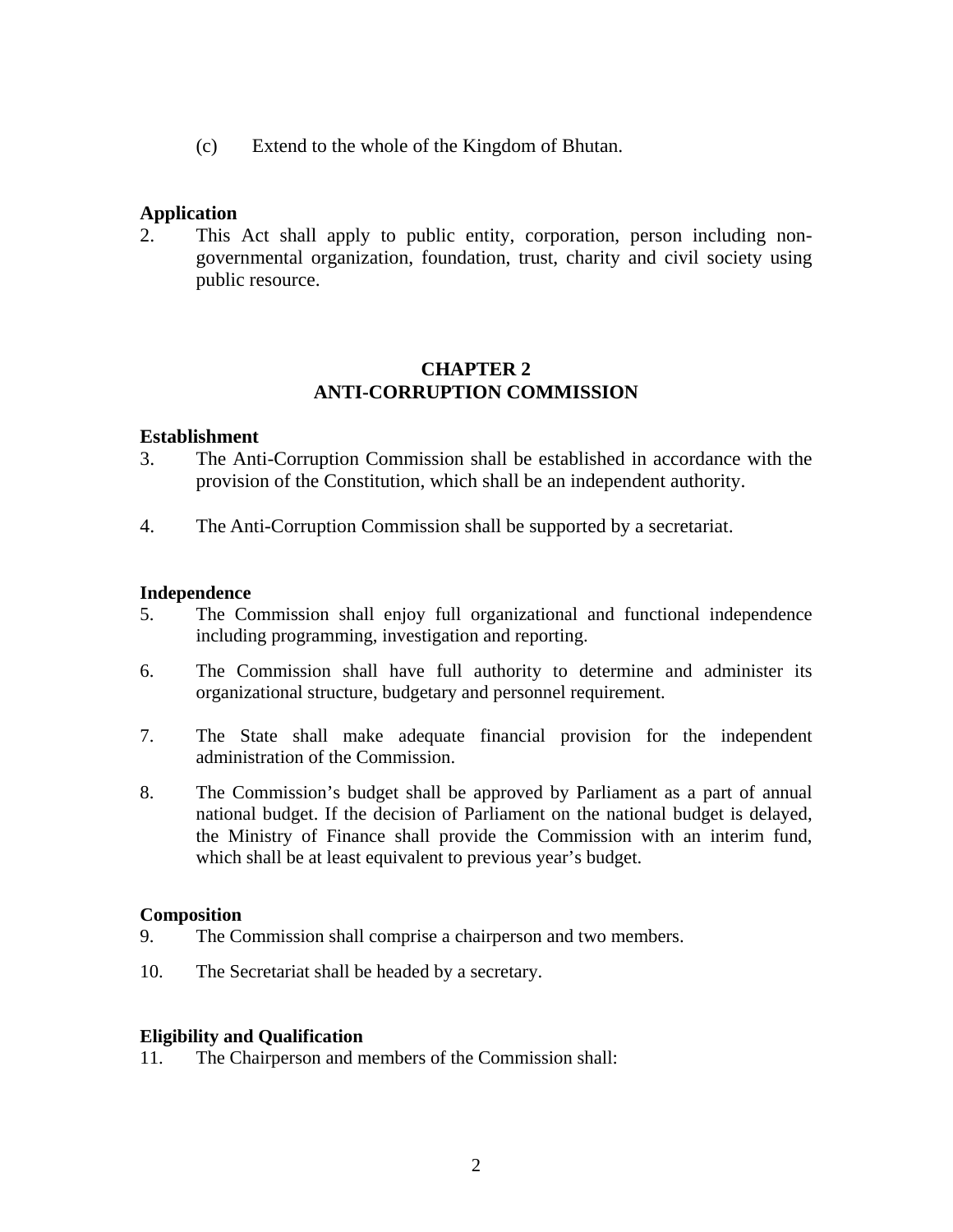(c) Extend to the whole of the Kingdom of Bhutan.

**Application**

2. This Act shall apply to public entity, corporation, person including non-governmental organization, foundation, trust, charity and civil society using public resource.

## CHAPTER 2
## ANTI-CORRUPTION COMMISSION

**Establishment**

3. The Anti-Corruption Commission shall be established in accordance with the provision of the Constitution, which shall be an independent authority.

4. The Anti-Corruption Commission shall be supported by a secretariat.

**Independence**

5. The Commission shall enjoy full organizational and functional independence including programming, investigation and reporting.

6. The Commission shall have full authority to determine and administer its organizational structure, budgetary and personnel requirement.

7. The State shall make adequate financial provision for the independent administration of the Commission.

8. The Commission's budget shall be approved by Parliament as a part of annual national budget. If the decision of Parliament on the national budget is delayed, the Ministry of Finance shall provide the Commission with an interim fund, which shall be at least equivalent to previous year's budget.

**Composition**

9. The Commission shall comprise a chairperson and two members.

10. The Secretariat shall be headed by a secretary.

**Eligibility and Qualification**

11. The Chairperson and members of the Commission shall: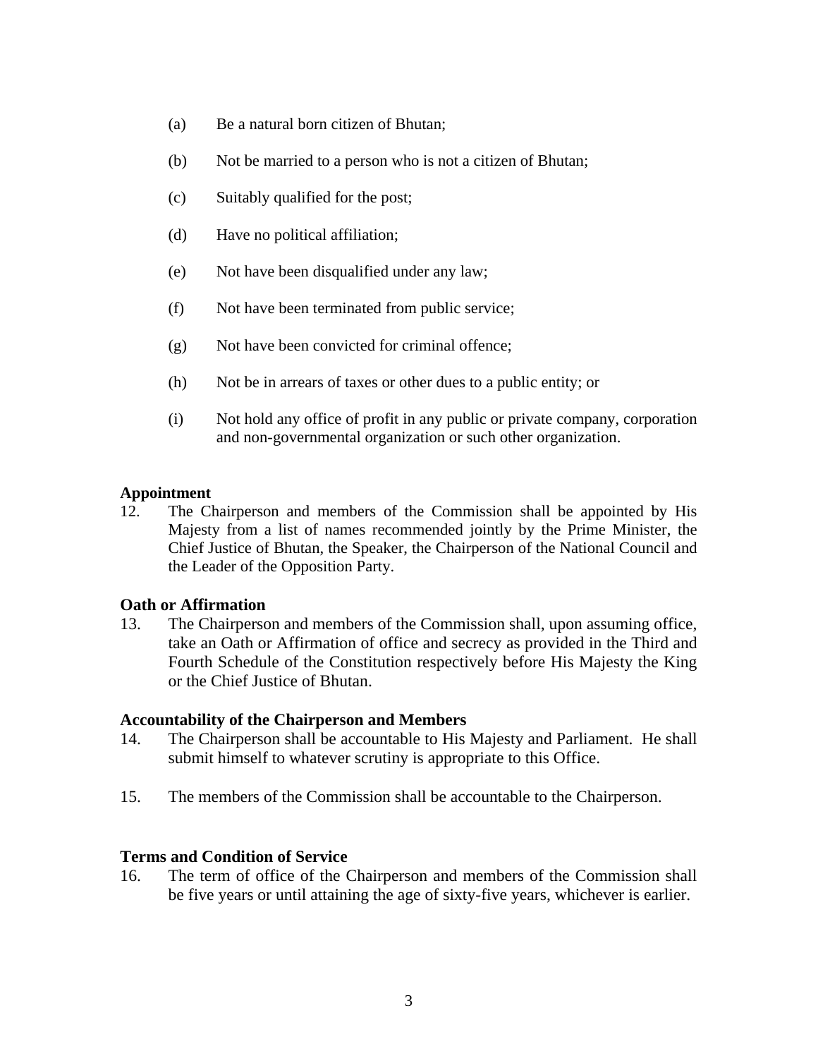(a) Be a natural born citizen of Bhutan;

(b) Not be married to a person who is not a citizen of Bhutan;

(c) Suitably qualified for the post;

(d) Have no political affiliation;

(e) Not have been disqualified under any law;

(f) Not have been terminated from public service;

(g) Not have been convicted for criminal offence;

(h) Not be in arrears of taxes or other dues to a public entity; or

(i) Not hold any office of profit in any public or private company, corporation and non-governmental organization or such other organization.

**Appointment**

12. The Chairperson and members of the Commission shall be appointed by His Majesty from a list of names recommended jointly by the Prime Minister, the Chief Justice of Bhutan, the Speaker, the Chairperson of the National Council and the Leader of the Opposition Party.

**Oath or Affirmation**

13. The Chairperson and members of the Commission shall, upon assuming office, take an Oath or Affirmation of office and secrecy as provided in the Third and Fourth Schedule of the Constitution respectively before His Majesty the King or the Chief Justice of Bhutan.

**Accountability of the Chairperson and Members**

14. The Chairperson shall be accountable to His Majesty and Parliament. He shall submit himself to whatever scrutiny is appropriate to this Office.

15. The members of the Commission shall be accountable to the Chairperson.

**Terms and Condition of Service**

16. The term of office of the Chairperson and members of the Commission shall be five years or until attaining the age of sixty-five years, whichever is earlier.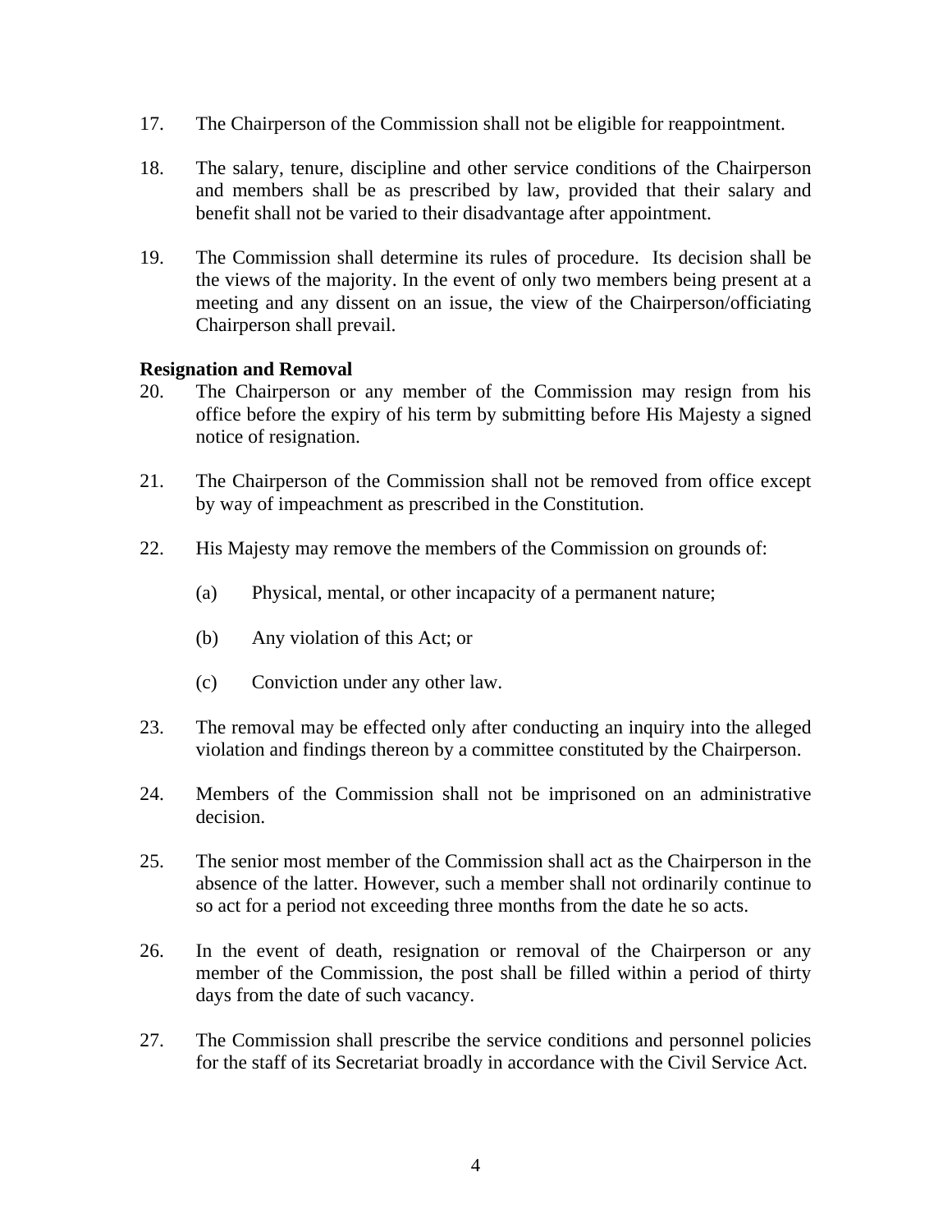17. The Chairperson of the Commission shall not be eligible for reappointment.

18. The salary, tenure, discipline and other service conditions of the Chairperson and members shall be as prescribed by law, provided that their salary and benefit shall not be varied to their disadvantage after appointment.

19. The Commission shall determine its rules of procedure. Its decision shall be the views of the majority. In the event of only two members being present at a meeting and any dissent on an issue, the view of the Chairperson/officiating Chairperson shall prevail.

**Resignation and Removal**

20. The Chairperson or any member of the Commission may resign from his office before the expiry of his term by submitting before His Majesty a signed notice of resignation.

21. The Chairperson of the Commission shall not be removed from office except by way of impeachment as prescribed in the Constitution.

22. His Majesty may remove the members of the Commission on grounds of:

    (a) Physical, mental, or other incapacity of a permanent nature;

    (b) Any violation of this Act; or

    (c) Conviction under any other law.

23. The removal may be effected only after conducting an inquiry into the alleged violation and findings thereon by a committee constituted by the Chairperson.

24. Members of the Commission shall not be imprisoned on an administrative decision.

25. The senior most member of the Commission shall act as the Chairperson in the absence of the latter. However, such a member shall not ordinarily continue to so act for a period not exceeding three months from the date he so acts.

26. In the event of death, resignation or removal of the Chairperson or any member of the Commission, the post shall be filled within a period of thirty days from the date of such vacancy.

27. The Commission shall prescribe the service conditions and personnel policies for the staff of its Secretariat broadly in accordance with the Civil Service Act.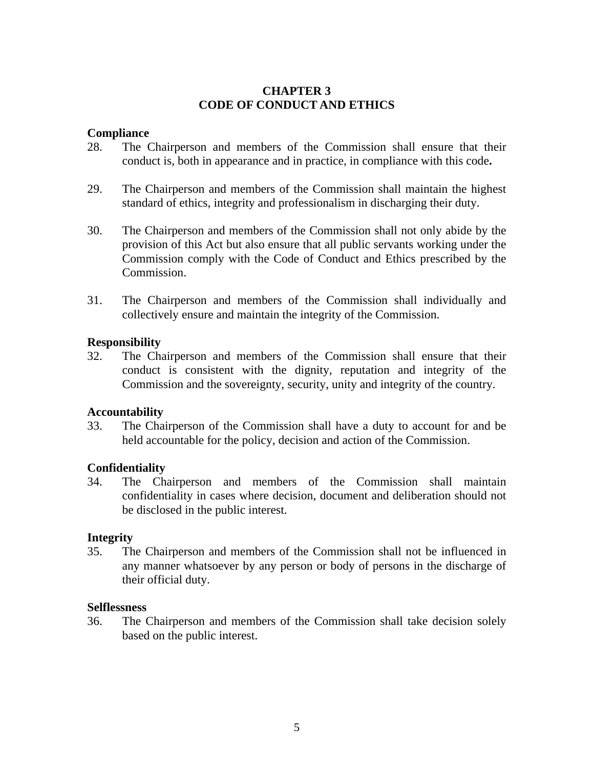## CHAPTER 3
## CODE OF CONDUCT AND ETHICS

**Compliance**

28. The Chairperson and members of the Commission shall ensure that their conduct is, both in appearance and in practice, in compliance with this code**.**

29. The Chairperson and members of the Commission shall maintain the highest standard of ethics, integrity and professionalism in discharging their duty.

30. The Chairperson and members of the Commission shall not only abide by the provision of this Act but also ensure that all public servants working under the Commission comply with the Code of Conduct and Ethics prescribed by the Commission.

31. The Chairperson and members of the Commission shall individually and collectively ensure and maintain the integrity of the Commission.

**Responsibility**

32. The Chairperson and members of the Commission shall ensure that their conduct is consistent with the dignity, reputation and integrity of the Commission and the sovereignty, security, unity and integrity of the country.

**Accountability**

33. The Chairperson of the Commission shall have a duty to account for and be held accountable for the policy, decision and action of the Commission.

**Confidentiality**

34. The Chairperson and members of the Commission shall maintain confidentiality in cases where decision, document and deliberation should not be disclosed in the public interest.

**Integrity**

35. The Chairperson and members of the Commission shall not be influenced in any manner whatsoever by any person or body of persons in the discharge of their official duty.

**Selflessness**

36. The Chairperson and members of the Commission shall take decision solely based on the public interest.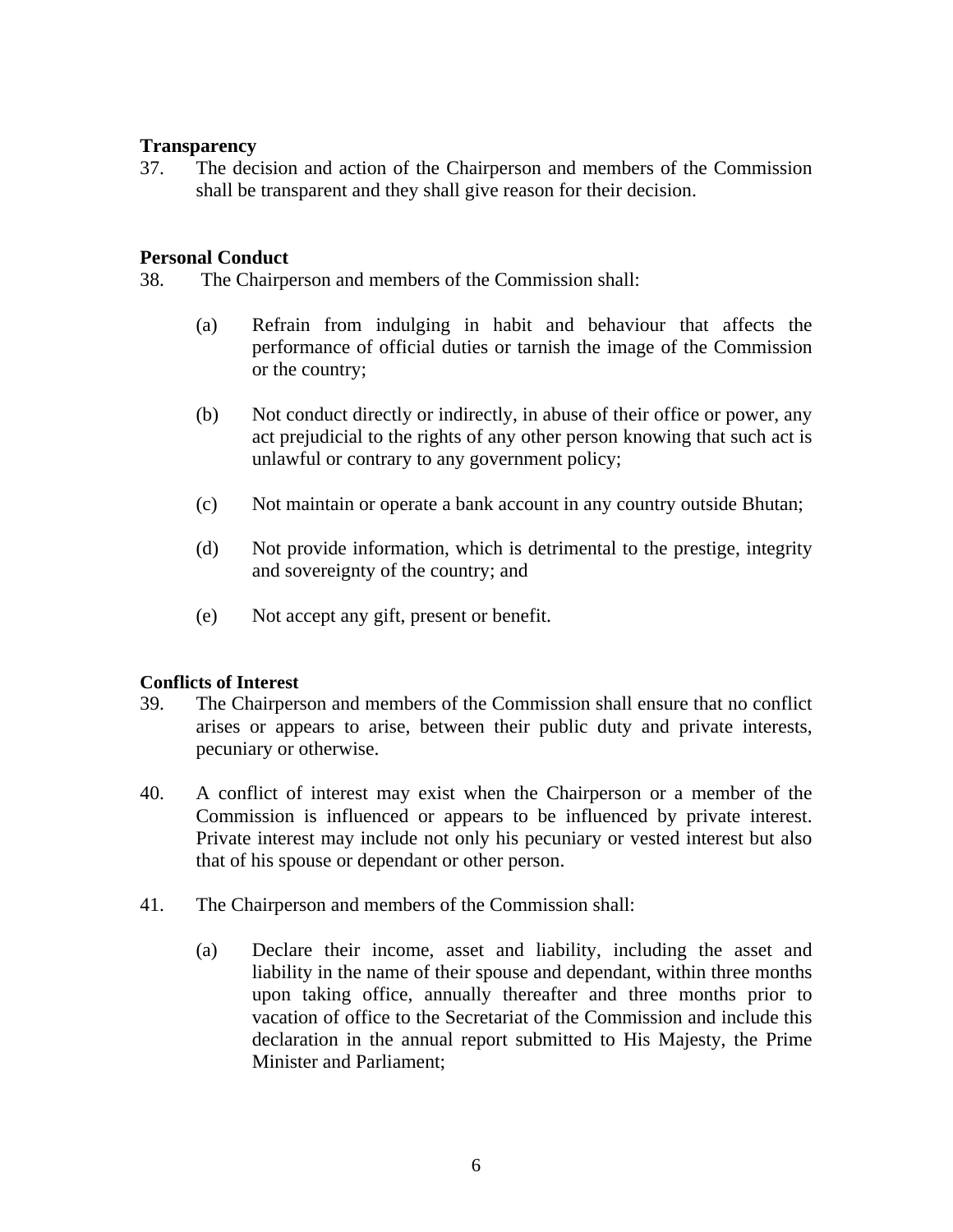**Transparency**

37. The decision and action of the Chairperson and members of the Commission shall be transparent and they shall give reason for their decision.

**Personal Conduct**

38. The Chairperson and members of the Commission shall:

   (a) Refrain from indulging in habit and behaviour that affects the performance of official duties or tarnish the image of the Commission or the country;

   (b) Not conduct directly or indirectly, in abuse of their office or power, any act prejudicial to the rights of any other person knowing that such act is unlawful or contrary to any government policy;

   (c) Not maintain or operate a bank account in any country outside Bhutan;

   (d) Not provide information, which is detrimental to the prestige, integrity and sovereignty of the country; and

   (e) Not accept any gift, present or benefit.

**Conflicts of Interest**

39. The Chairperson and members of the Commission shall ensure that no conflict arises or appears to arise, between their public duty and private interests, pecuniary or otherwise.

40. A conflict of interest may exist when the Chairperson or a member of the Commission is influenced or appears to be influenced by private interest. Private interest may include not only his pecuniary or vested interest but also that of his spouse or dependant or other person.

41. The Chairperson and members of the Commission shall:

   (a) Declare their income, asset and liability, including the asset and liability in the name of their spouse and dependant, within three months upon taking office, annually thereafter and three months prior to vacation of office to the Secretariat of the Commission and include this declaration in the annual report submitted to His Majesty, the Prime Minister and Parliament;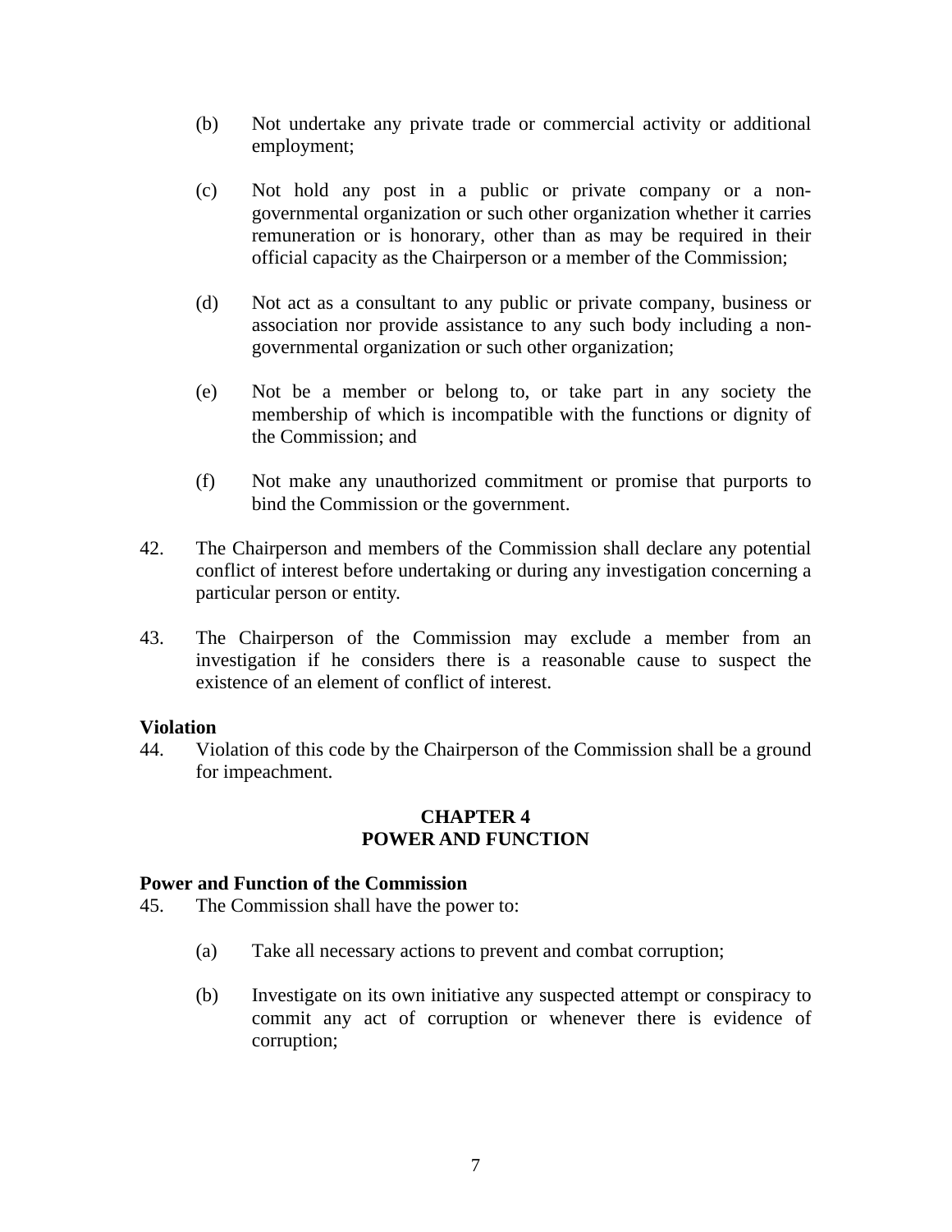(b) Not undertake any private trade or commercial activity or additional employment;

(c) Not hold any post in a public or private company or a non-governmental organization or such other organization whether it carries remuneration or is honorary, other than as may be required in their official capacity as the Chairperson or a member of the Commission;

(d) Not act as a consultant to any public or private company, business or association nor provide assistance to any such body including a non-governmental organization or such other organization;

(e) Not be a member or belong to, or take part in any society the membership of which is incompatible with the functions or dignity of the Commission; and

(f) Not make any unauthorized commitment or promise that purports to bind the Commission or the government.

42. The Chairperson and members of the Commission shall declare any potential conflict of interest before undertaking or during any investigation concerning a particular person or entity.

43. The Chairperson of the Commission may exclude a member from an investigation if he considers there is a reasonable cause to suspect the existence of an element of conflict of interest.

**Violation**

44. Violation of this code by the Chairperson of the Commission shall be a ground for impeachment.

## CHAPTER 4
## POWER AND FUNCTION

**Power and Function of the Commission**

45. The Commission shall have the power to:

(a) Take all necessary actions to prevent and combat corruption;

(b) Investigate on its own initiative any suspected attempt or conspiracy to commit any act of corruption or whenever there is evidence of corruption;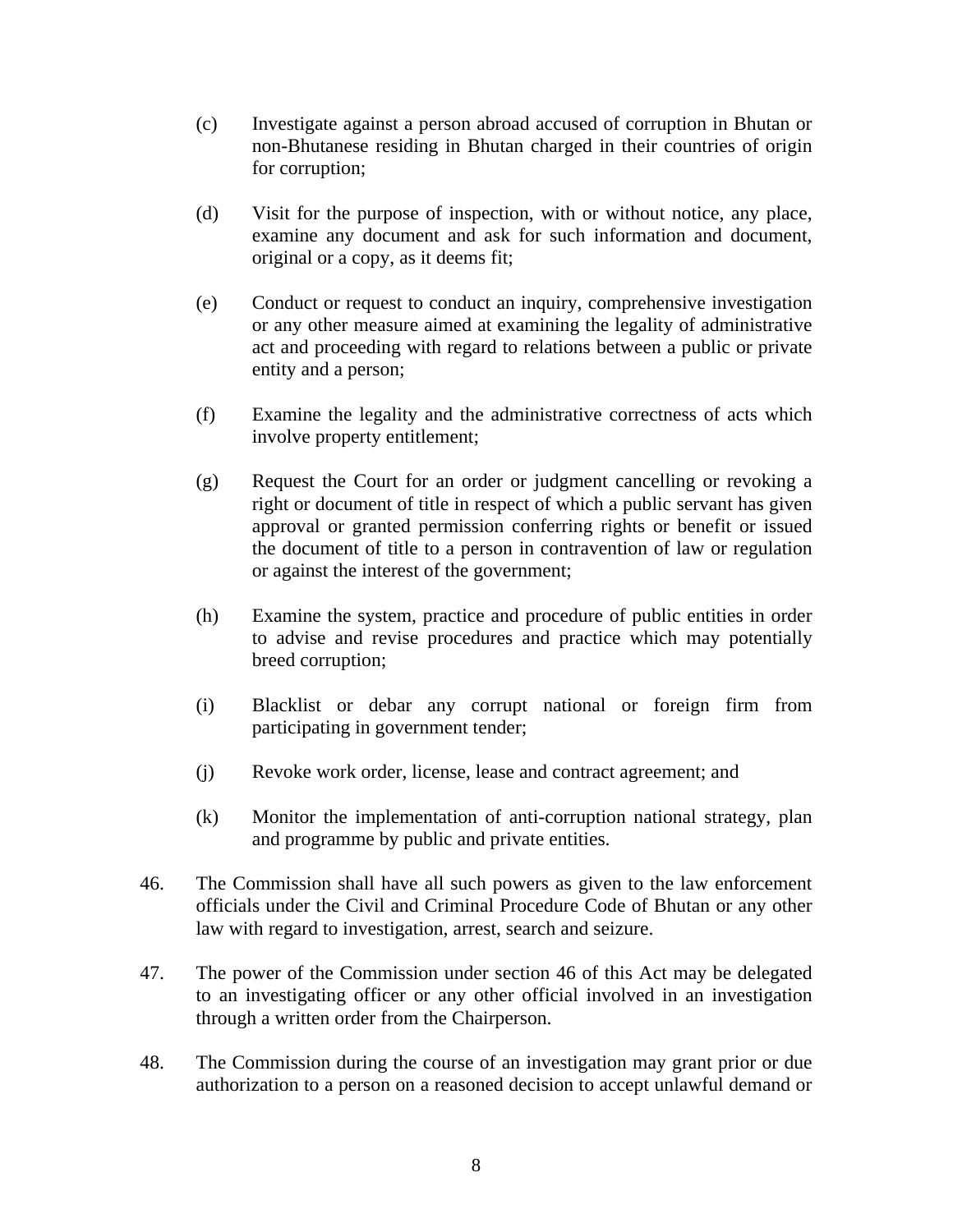(c) Investigate against a person abroad accused of corruption in Bhutan or non-Bhutanese residing in Bhutan charged in their countries of origin for corruption;

(d) Visit for the purpose of inspection, with or without notice, any place, examine any document and ask for such information and document, original or a copy, as it deems fit;

(e) Conduct or request to conduct an inquiry, comprehensive investigation or any other measure aimed at examining the legality of administrative act and proceeding with regard to relations between a public or private entity and a person;

(f) Examine the legality and the administrative correctness of acts which involve property entitlement;

(g) Request the Court for an order or judgment cancelling or revoking a right or document of title in respect of which a public servant has given approval or granted permission conferring rights or benefit or issued the document of title to a person in contravention of law or regulation or against the interest of the government;

(h) Examine the system, practice and procedure of public entities in order to advise and revise procedures and practice which may potentially breed corruption;

(i) Blacklist or debar any corrupt national or foreign firm from participating in government tender;

(j) Revoke work order, license, lease and contract agreement; and

(k) Monitor the implementation of anti-corruption national strategy, plan and programme by public and private entities.

46. The Commission shall have all such powers as given to the law enforcement officials under the Civil and Criminal Procedure Code of Bhutan or any other law with regard to investigation, arrest, search and seizure.

47. The power of the Commission under section 46 of this Act may be delegated to an investigating officer or any other official involved in an investigation through a written order from the Chairperson.

48. The Commission during the course of an investigation may grant prior or due authorization to a person on a reasoned decision to accept unlawful demand or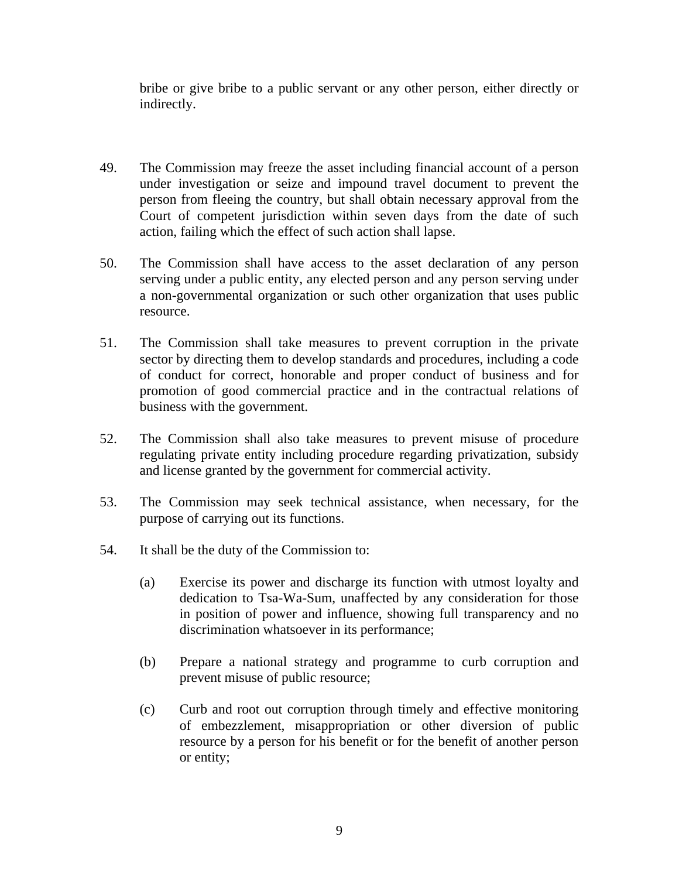bribe or give bribe to a public servant or any other person, either directly or indirectly.

49. The Commission may freeze the asset including financial account of a person under investigation or seize and impound travel document to prevent the person from fleeing the country, but shall obtain necessary approval from the Court of competent jurisdiction within seven days from the date of such action, failing which the effect of such action shall lapse.

50. The Commission shall have access to the asset declaration of any person serving under a public entity, any elected person and any person serving under a non-governmental organization or such other organization that uses public resource.

51. The Commission shall take measures to prevent corruption in the private sector by directing them to develop standards and procedures, including a code of conduct for correct, honorable and proper conduct of business and for promotion of good commercial practice and in the contractual relations of business with the government.

52. The Commission shall also take measures to prevent misuse of procedure regulating private entity including procedure regarding privatization, subsidy and license granted by the government for commercial activity.

53. The Commission may seek technical assistance, when necessary, for the purpose of carrying out its functions.

54. It shall be the duty of the Commission to:

(a) Exercise its power and discharge its function with utmost loyalty and dedication to Tsa-Wa-Sum, unaffected by any consideration for those in position of power and influence, showing full transparency and no discrimination whatsoever in its performance;

(b) Prepare a national strategy and programme to curb corruption and prevent misuse of public resource;

(c) Curb and root out corruption through timely and effective monitoring of embezzlement, misappropriation or other diversion of public resource by a person for his benefit or for the benefit of another person or entity;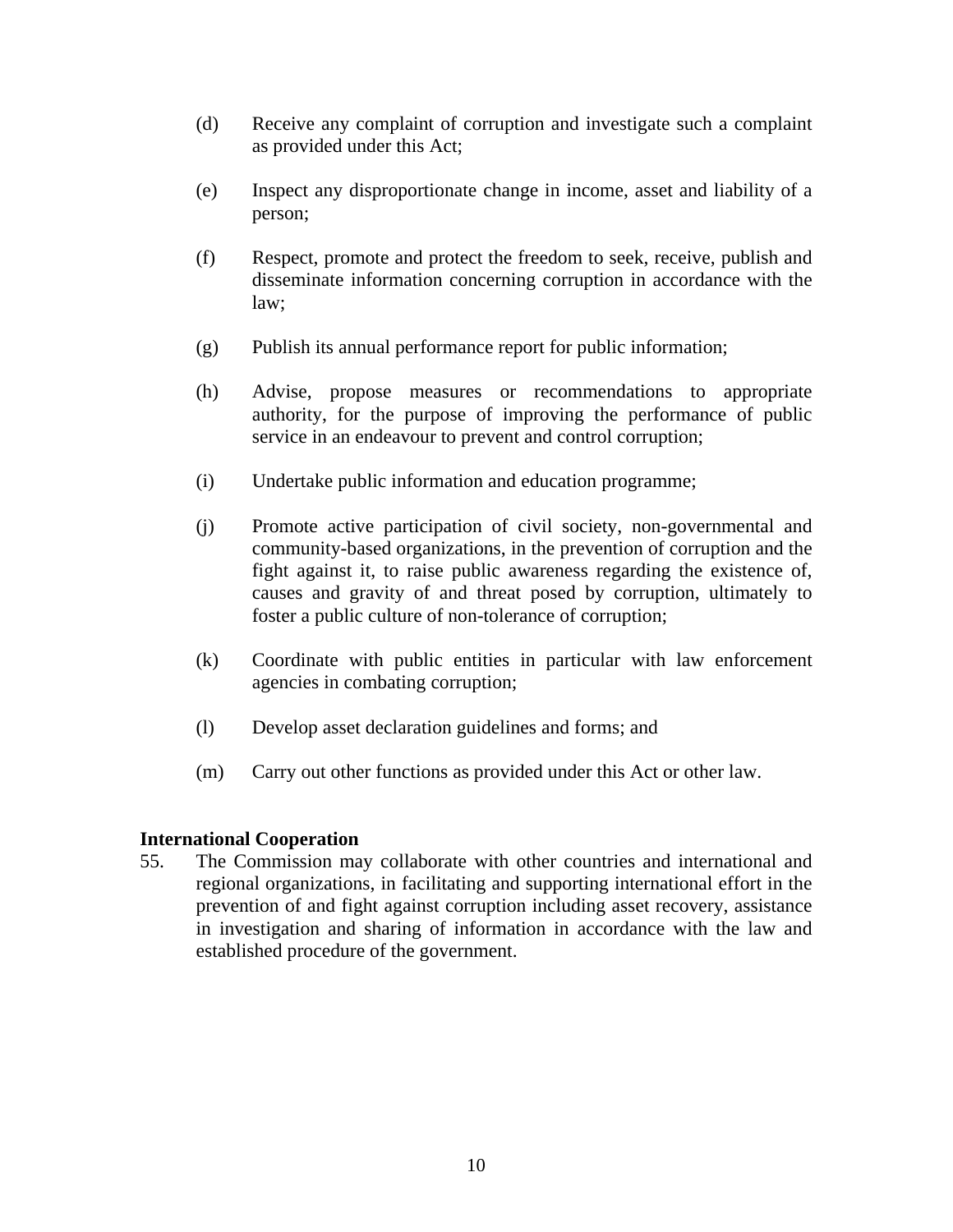(d) Receive any complaint of corruption and investigate such a complaint as provided under this Act;

(e) Inspect any disproportionate change in income, asset and liability of a person;

(f) Respect, promote and protect the freedom to seek, receive, publish and disseminate information concerning corruption in accordance with the law;

(g) Publish its annual performance report for public information;

(h) Advise, propose measures or recommendations to appropriate authority, for the purpose of improving the performance of public service in an endeavour to prevent and control corruption;

(i) Undertake public information and education programme;

(j) Promote active participation of civil society, non-governmental and community-based organizations, in the prevention of corruption and the fight against it, to raise public awareness regarding the existence of, causes and gravity of and threat posed by corruption, ultimately to foster a public culture of non-tolerance of corruption;

(k) Coordinate with public entities in particular with law enforcement agencies in combating corruption;

(l) Develop asset declaration guidelines and forms; and

(m) Carry out other functions as provided under this Act or other law.

**International Cooperation**

55. The Commission may collaborate with other countries and international and regional organizations, in facilitating and supporting international effort in the prevention of and fight against corruption including asset recovery, assistance in investigation and sharing of information in accordance with the law and established procedure of the government.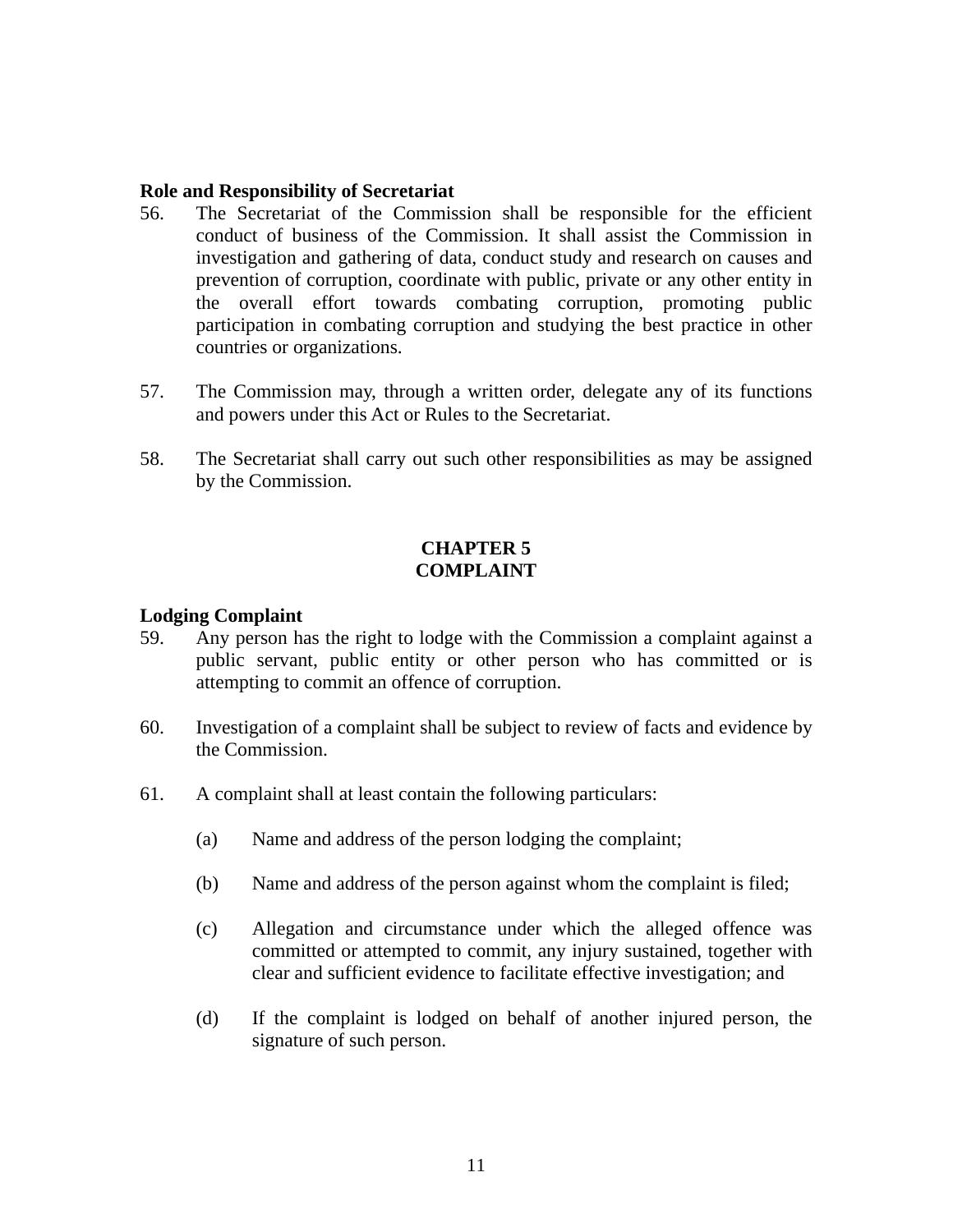**Role and Responsibility of Secretariat**

56. The Secretariat of the Commission shall be responsible for the efficient conduct of business of the Commission. It shall assist the Commission in investigation and gathering of data, conduct study and research on causes and prevention of corruption, coordinate with public, private or any other entity in the overall effort towards combating corruption, promoting public participation in combating corruption and studying the best practice in other countries or organizations.

57. The Commission may, through a written order, delegate any of its functions and powers under this Act or Rules to the Secretariat.

58. The Secretariat shall carry out such other responsibilities as may be assigned by the Commission.

## CHAPTER 5
## COMPLAINT

**Lodging Complaint**

59. Any person has the right to lodge with the Commission a complaint against a public servant, public entity or other person who has committed or is attempting to commit an offence of corruption.

60. Investigation of a complaint shall be subject to review of facts and evidence by the Commission.

61. A complaint shall at least contain the following particulars:

    (a) Name and address of the person lodging the complaint;

    (b) Name and address of the person against whom the complaint is filed;

    (c) Allegation and circumstance under which the alleged offence was committed or attempted to commit, any injury sustained, together with clear and sufficient evidence to facilitate effective investigation; and

    (d) If the complaint is lodged on behalf of another injured person, the signature of such person.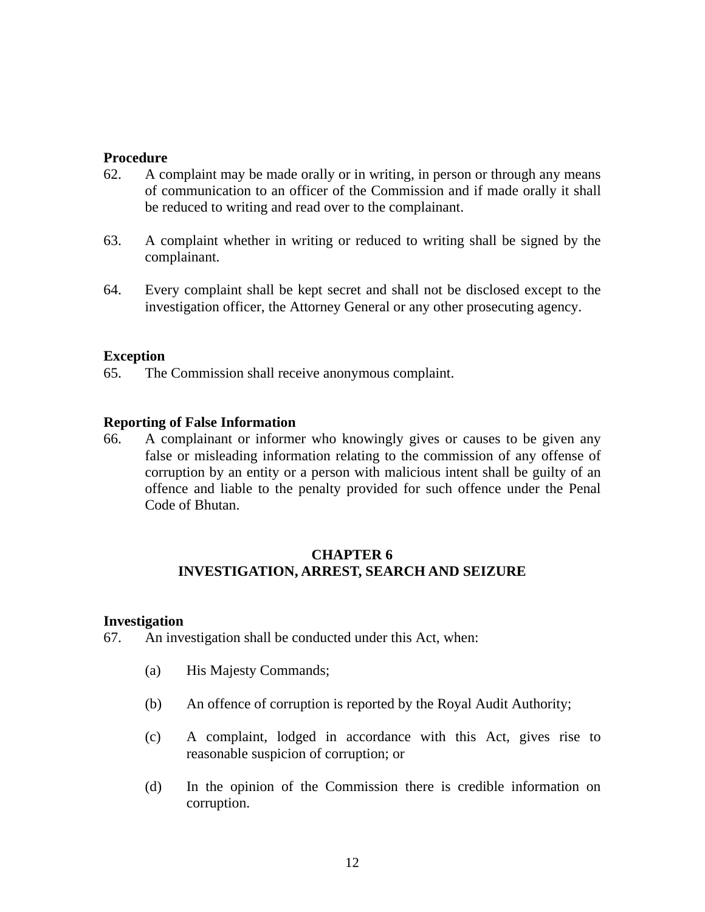**Procedure**

62. A complaint may be made orally or in writing, in person or through any means of communication to an officer of the Commission and if made orally it shall be reduced to writing and read over to the complainant.

63. A complaint whether in writing or reduced to writing shall be signed by the complainant.

64. Every complaint shall be kept secret and shall not be disclosed except to the investigation officer, the Attorney General or any other prosecuting agency.

**Exception**

65. The Commission shall receive anonymous complaint.

**Reporting of False Information**

66. A complainant or informer who knowingly gives or causes to be given any false or misleading information relating to the commission of any offense of corruption by an entity or a person with malicious intent shall be guilty of an offence and liable to the penalty provided for such offence under the Penal Code of Bhutan.

## CHAPTER 6
## INVESTIGATION, ARREST, SEARCH AND SEIZURE

**Investigation**

67. An investigation shall be conducted under this Act, when:

    (a) His Majesty Commands;

    (b) An offence of corruption is reported by the Royal Audit Authority;

    (c) A complaint, lodged in accordance with this Act, gives rise to reasonable suspicion of corruption; or

    (d) In the opinion of the Commission there is credible information on corruption.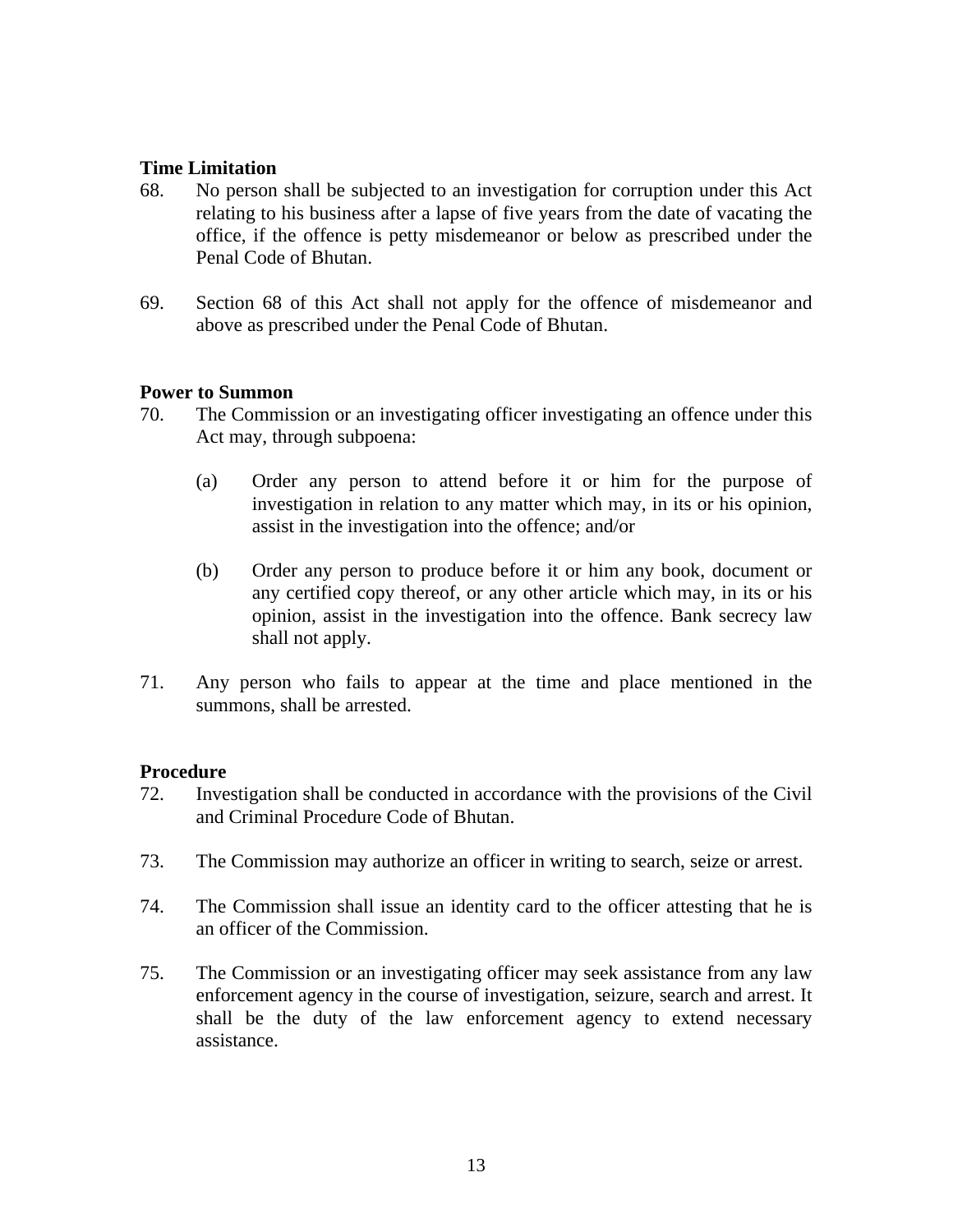**Time Limitation**

68. No person shall be subjected to an investigation for corruption under this Act relating to his business after a lapse of five years from the date of vacating the office, if the offence is petty misdemeanor or below as prescribed under the Penal Code of Bhutan.

69. Section 68 of this Act shall not apply for the offence of misdemeanor and above as prescribed under the Penal Code of Bhutan.

**Power to Summon**

70. The Commission or an investigating officer investigating an offence under this Act may, through subpoena:

    (a) Order any person to attend before it or him for the purpose of investigation in relation to any matter which may, in its or his opinion, assist in the investigation into the offence; and/or

    (b) Order any person to produce before it or him any book, document or any certified copy thereof, or any other article which may, in its or his opinion, assist in the investigation into the offence. Bank secrecy law shall not apply.

71. Any person who fails to appear at the time and place mentioned in the summons, shall be arrested.

**Procedure**

72. Investigation shall be conducted in accordance with the provisions of the Civil and Criminal Procedure Code of Bhutan.

73. The Commission may authorize an officer in writing to search, seize or arrest.

74. The Commission shall issue an identity card to the officer attesting that he is an officer of the Commission.

75. The Commission or an investigating officer may seek assistance from any law enforcement agency in the course of investigation, seizure, search and arrest. It shall be the duty of the law enforcement agency to extend necessary assistance.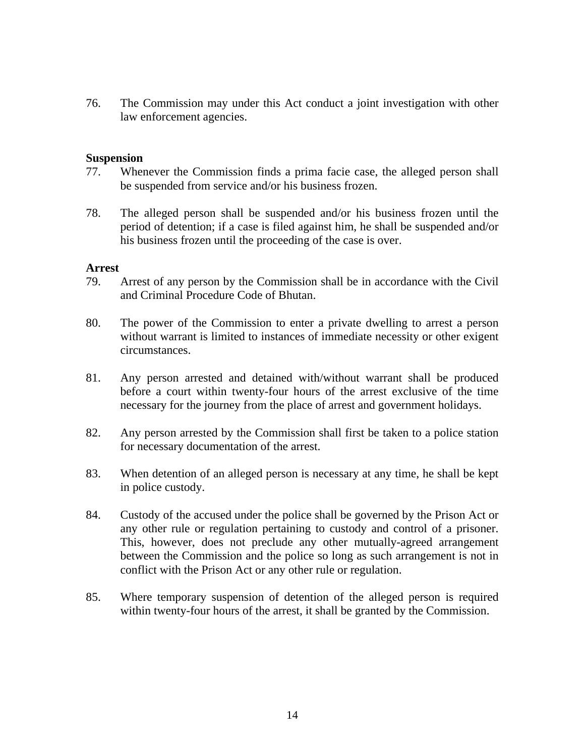76. The Commission may under this Act conduct a joint investigation with other law enforcement agencies.

**Suspension**

77. Whenever the Commission finds a prima facie case, the alleged person shall be suspended from service and/or his business frozen.

78. The alleged person shall be suspended and/or his business frozen until the period of detention; if a case is filed against him, he shall be suspended and/or his business frozen until the proceeding of the case is over.

**Arrest**

79. Arrest of any person by the Commission shall be in accordance with the Civil and Criminal Procedure Code of Bhutan.

80. The power of the Commission to enter a private dwelling to arrest a person without warrant is limited to instances of immediate necessity or other exigent circumstances.

81. Any person arrested and detained with/without warrant shall be produced before a court within twenty-four hours of the arrest exclusive of the time necessary for the journey from the place of arrest and government holidays.

82. Any person arrested by the Commission shall first be taken to a police station for necessary documentation of the arrest.

83. When detention of an alleged person is necessary at any time, he shall be kept in police custody.

84. Custody of the accused under the police shall be governed by the Prison Act or any other rule or regulation pertaining to custody and control of a prisoner. This, however, does not preclude any other mutually-agreed arrangement between the Commission and the police so long as such arrangement is not in conflict with the Prison Act or any other rule or regulation.

85. Where temporary suspension of detention of the alleged person is required within twenty-four hours of the arrest, it shall be granted by the Commission.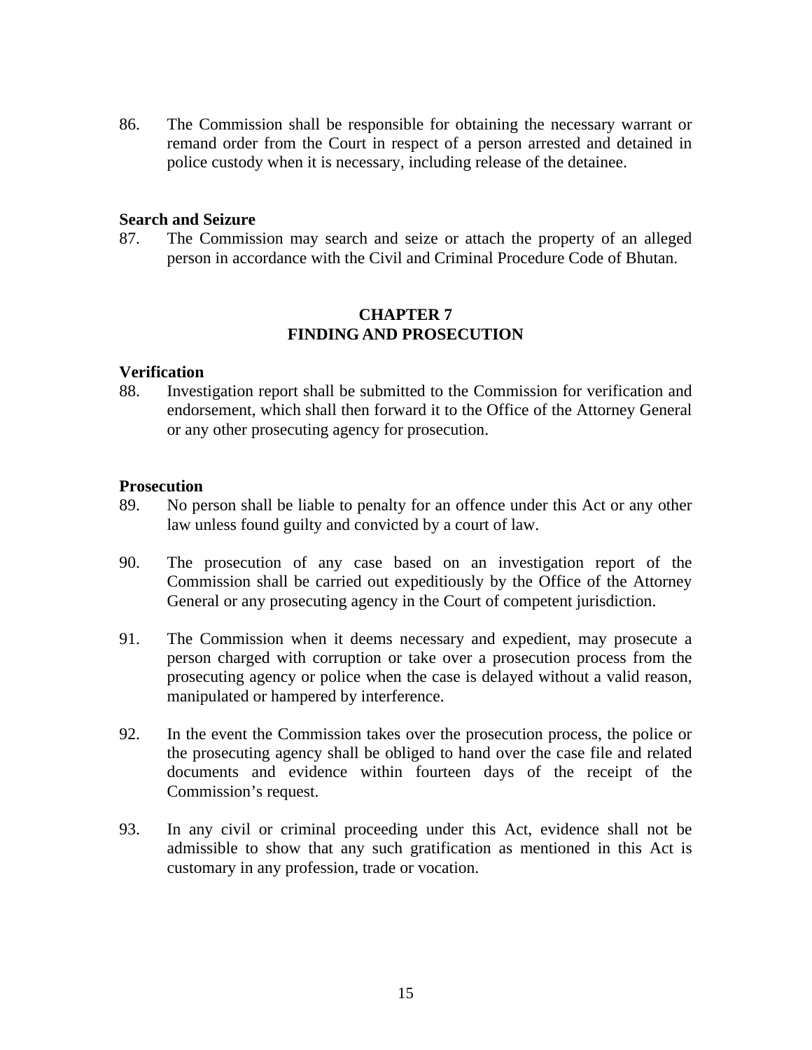86. The Commission shall be responsible for obtaining the necessary warrant or remand order from the Court in respect of a person arrested and detained in police custody when it is necessary, including release of the detainee.

**Search and Seizure**

87. The Commission may search and seize or attach the property of an alleged person in accordance with the Civil and Criminal Procedure Code of Bhutan.

## CHAPTER 7
## FINDING AND PROSECUTION

**Verification**

88. Investigation report shall be submitted to the Commission for verification and endorsement, which shall then forward it to the Office of the Attorney General or any other prosecuting agency for prosecution.

**Prosecution**

89. No person shall be liable to penalty for an offence under this Act or any other law unless found guilty and convicted by a court of law.

90. The prosecution of any case based on an investigation report of the Commission shall be carried out expeditiously by the Office of the Attorney General or any prosecuting agency in the Court of competent jurisdiction.

91. The Commission when it deems necessary and expedient, may prosecute a person charged with corruption or take over a prosecution process from the prosecuting agency or police when the case is delayed without a valid reason, manipulated or hampered by interference.

92. In the event the Commission takes over the prosecution process, the police or the prosecuting agency shall be obliged to hand over the case file and related documents and evidence within fourteen days of the receipt of the Commission's request.

93. In any civil or criminal proceeding under this Act, evidence shall not be admissible to show that any such gratification as mentioned in this Act is customary in any profession, trade or vocation.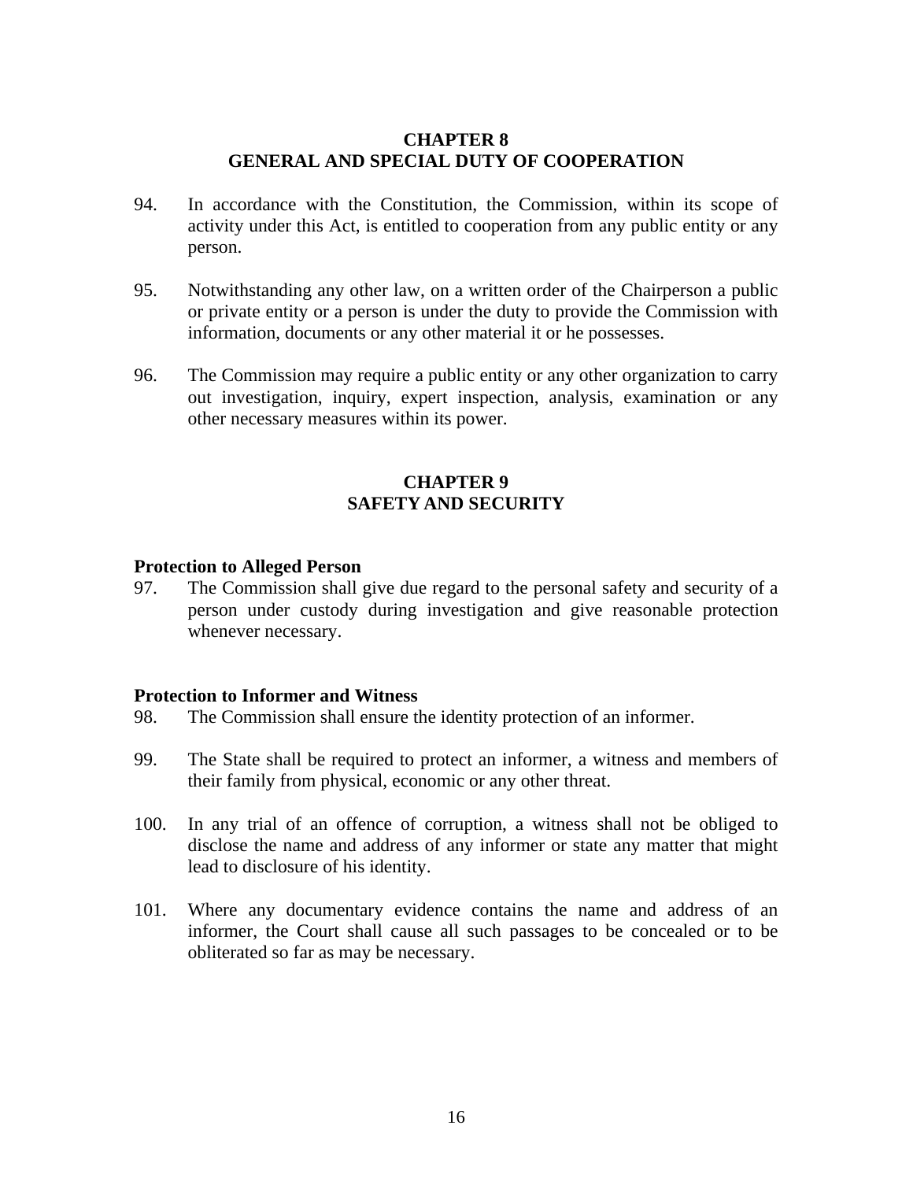## CHAPTER 8
## GENERAL AND SPECIAL DUTY OF COOPERATION

94. In accordance with the Constitution, the Commission, within its scope of activity under this Act, is entitled to cooperation from any public entity or any person.

95. Notwithstanding any other law, on a written order of the Chairperson a public or private entity or a person is under the duty to provide the Commission with information, documents or any other material it or he possesses.

96. The Commission may require a public entity or any other organization to carry out investigation, inquiry, expert inspection, analysis, examination or any other necessary measures within its power.

## CHAPTER 9
## SAFETY AND SECURITY

### Protection to Alleged Person

97. The Commission shall give due regard to the personal safety and security of a person under custody during investigation and give reasonable protection whenever necessary.

### Protection to Informer and Witness

98. The Commission shall ensure the identity protection of an informer.

99. The State shall be required to protect an informer, a witness and members of their family from physical, economic or any other threat.

100. In any trial of an offence of corruption, a witness shall not be obliged to disclose the name and address of any informer or state any matter that might lead to disclosure of his identity.

101. Where any documentary evidence contains the name and address of an informer, the Court shall cause all such passages to be concealed or to be obliterated so far as may be necessary.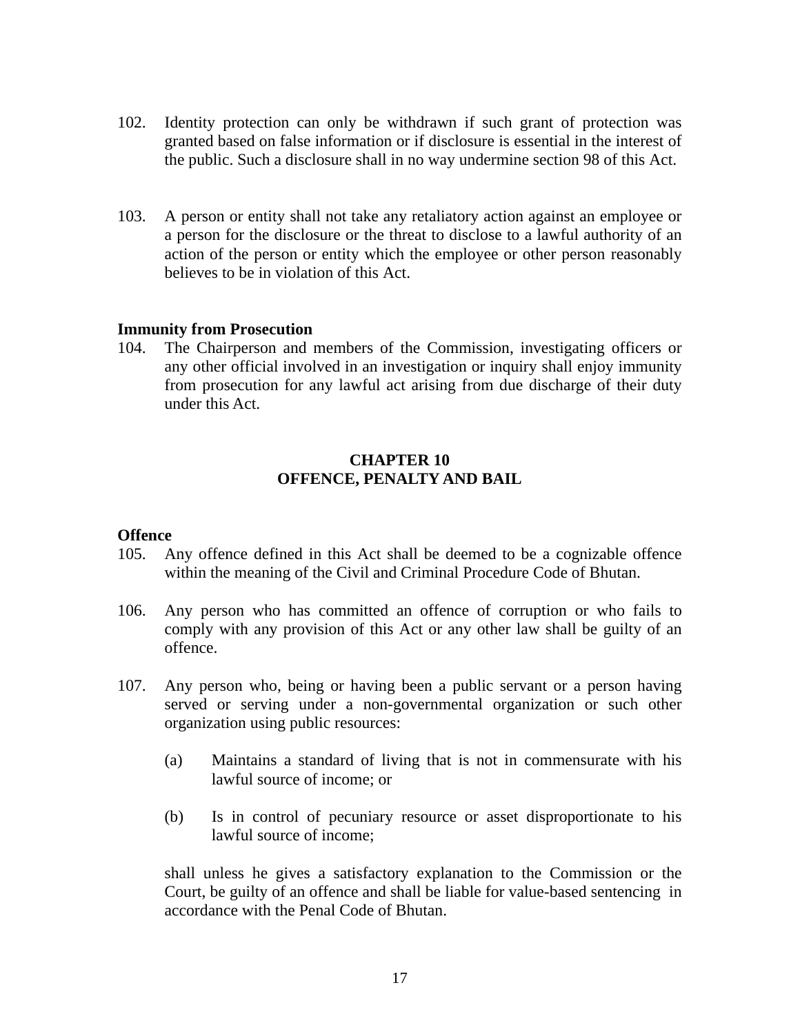102. Identity protection can only be withdrawn if such grant of protection was granted based on false information or if disclosure is essential in the interest of the public. Such a disclosure shall in no way undermine section 98 of this Act.

103. A person or entity shall not take any retaliatory action against an employee or a person for the disclosure or the threat to disclose to a lawful authority of an action of the person or entity which the employee or other person reasonably believes to be in violation of this Act.

**Immunity from Prosecution**

104. The Chairperson and members of the Commission, investigating officers or any other official involved in an investigation or inquiry shall enjoy immunity from prosecution for any lawful act arising from due discharge of their duty under this Act.

## CHAPTER 10
## OFFENCE, PENALTY AND BAIL

**Offence**

105. Any offence defined in this Act shall be deemed to be a cognizable offence within the meaning of the Civil and Criminal Procedure Code of Bhutan.

106. Any person who has committed an offence of corruption or who fails to comply with any provision of this Act or any other law shall be guilty of an offence.

107. Any person who, being or having been a public servant or a person having served or serving under a non-governmental organization or such other organization using public resources:

    (a) Maintains a standard of living that is not in commensurate with his lawful source of income; or

    (b) Is in control of pecuniary resource or asset disproportionate to his lawful source of income;

    shall unless he gives a satisfactory explanation to the Commission or the Court, be guilty of an offence and shall be liable for value-based sentencing in accordance with the Penal Code of Bhutan.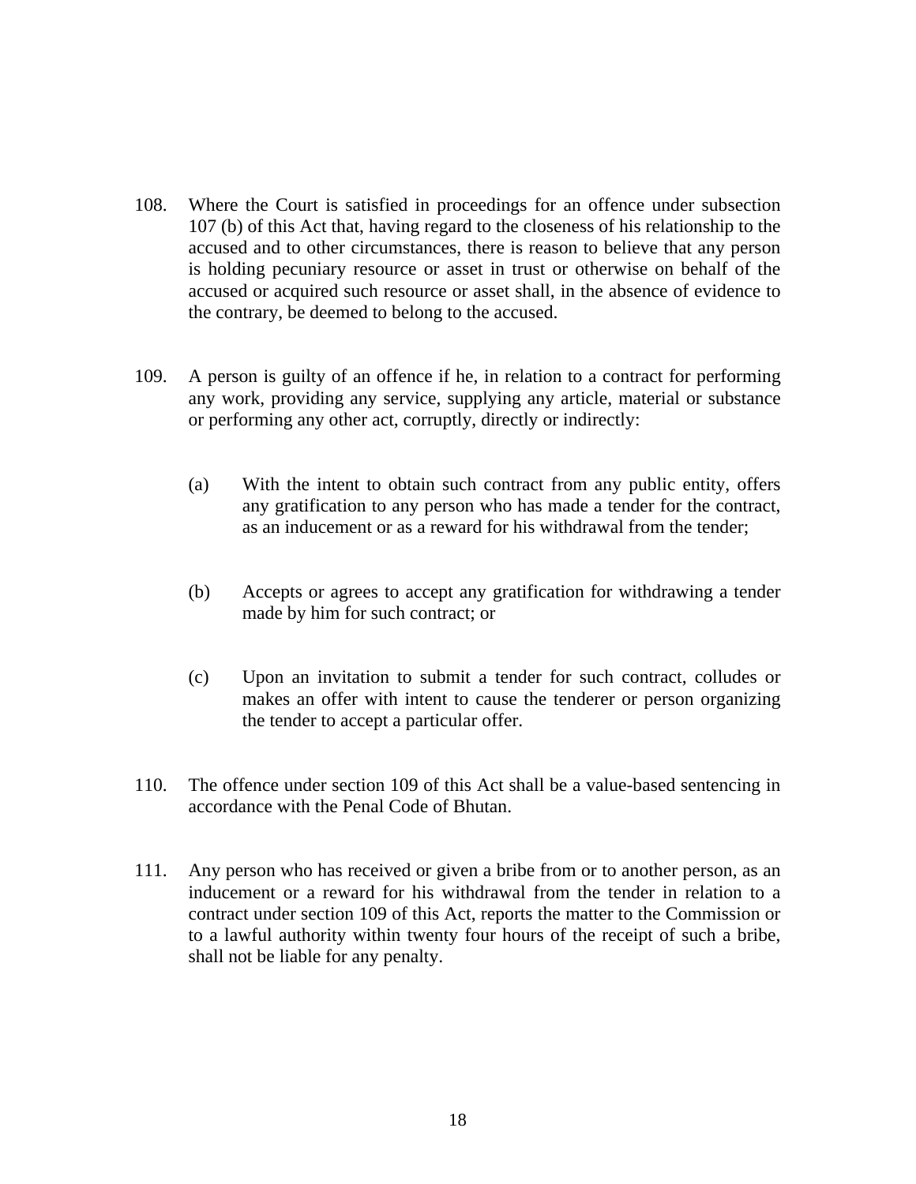108. Where the Court is satisfied in proceedings for an offence under subsection 107 (b) of this Act that, having regard to the closeness of his relationship to the accused and to other circumstances, there is reason to believe that any person is holding pecuniary resource or asset in trust or otherwise on behalf of the accused or acquired such resource or asset shall, in the absence of evidence to the contrary, be deemed to belong to the accused.

109. A person is guilty of an offence if he, in relation to a contract for performing any work, providing any service, supplying any article, material or substance or performing any other act, corruptly, directly or indirectly:

    (a) With the intent to obtain such contract from any public entity, offers any gratification to any person who has made a tender for the contract, as an inducement or as a reward for his withdrawal from the tender;

    (b) Accepts or agrees to accept any gratification for withdrawing a tender made by him for such contract; or

    (c) Upon an invitation to submit a tender for such contract, colludes or makes an offer with intent to cause the tenderer or person organizing the tender to accept a particular offer.

110. The offence under section 109 of this Act shall be a value-based sentencing in accordance with the Penal Code of Bhutan.

111. Any person who has received or given a bribe from or to another person, as an inducement or a reward for his withdrawal from the tender in relation to a contract under section 109 of this Act, reports the matter to the Commission or to a lawful authority within twenty four hours of the receipt of such a bribe, shall not be liable for any penalty.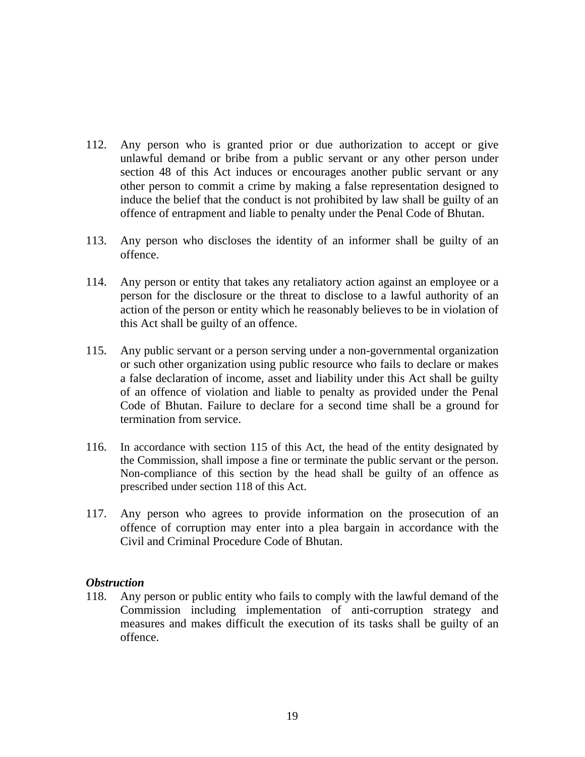112. Any person who is granted prior or due authorization to accept or give unlawful demand or bribe from a public servant or any other person under section 48 of this Act induces or encourages another public servant or any other person to commit a crime by making a false representation designed to induce the belief that the conduct is not prohibited by law shall be guilty of an offence of entrapment and liable to penalty under the Penal Code of Bhutan.

113. Any person who discloses the identity of an informer shall be guilty of an offence.

114. Any person or entity that takes any retaliatory action against an employee or a person for the disclosure or the threat to disclose to a lawful authority of an action of the person or entity which he reasonably believes to be in violation of this Act shall be guilty of an offence.

115. Any public servant or a person serving under a non-governmental organization or such other organization using public resource who fails to declare or makes a false declaration of income, asset and liability under this Act shall be guilty of an offence of violation and liable to penalty as provided under the Penal Code of Bhutan. Failure to declare for a second time shall be a ground for termination from service.

116. In accordance with section 115 of this Act, the head of the entity designated by the Commission, shall impose a fine or terminate the public servant or the person. Non-compliance of this section by the head shall be guilty of an offence as prescribed under section 118 of this Act.

117. Any person who agrees to provide information on the prosecution of an offence of corruption may enter into a plea bargain in accordance with the Civil and Criminal Procedure Code of Bhutan.

***Obstruction***

118. Any person or public entity who fails to comply with the lawful demand of the Commission including implementation of anti-corruption strategy and measures and makes difficult the execution of its tasks shall be guilty of an offence.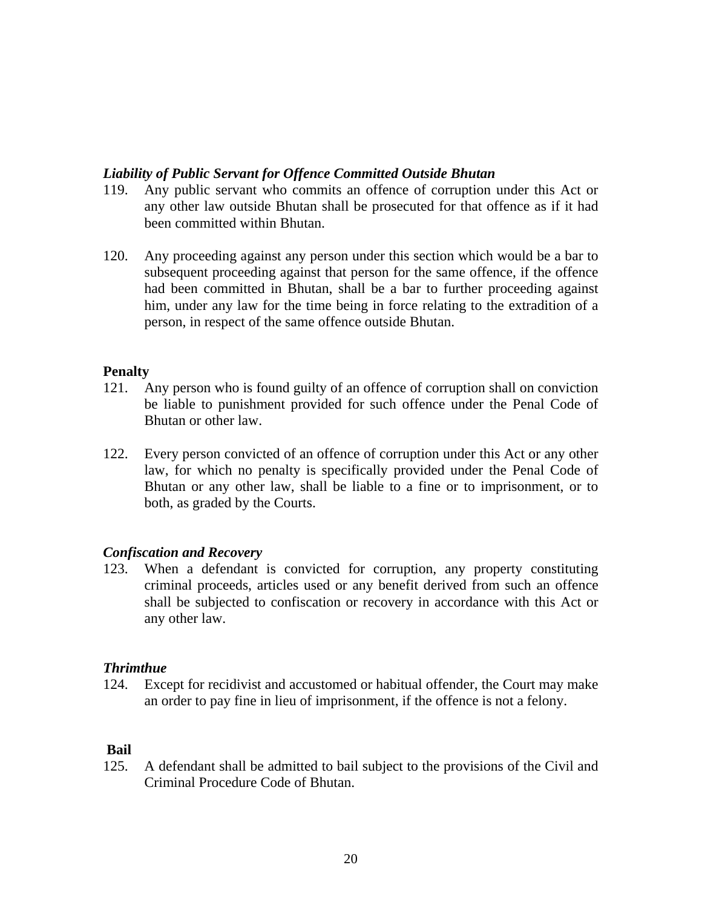***Liability of Public Servant for Offence Committed Outside Bhutan***

119. Any public servant who commits an offence of corruption under this Act or any other law outside Bhutan shall be prosecuted for that offence as if it had been committed within Bhutan.

120. Any proceeding against any person under this section which would be a bar to subsequent proceeding against that person for the same offence, if the offence had been committed in Bhutan, shall be a bar to further proceeding against him, under any law for the time being in force relating to the extradition of a person, in respect of the same offence outside Bhutan.

**Penalty**

121. Any person who is found guilty of an offence of corruption shall on conviction be liable to punishment provided for such offence under the Penal Code of Bhutan or other law.

122. Every person convicted of an offence of corruption under this Act or any other law, for which no penalty is specifically provided under the Penal Code of Bhutan or any other law, shall be liable to a fine or to imprisonment, or to both, as graded by the Courts.

***Confiscation and Recovery***

123. When a defendant is convicted for corruption, any property constituting criminal proceeds, articles used or any benefit derived from such an offence shall be subjected to confiscation or recovery in accordance with this Act or any other law.

***Thrimthue***

124. Except for recidivist and accustomed or habitual offender, the Court may make an order to pay fine in lieu of imprisonment, if the offence is not a felony.

**Bail**

125. A defendant shall be admitted to bail subject to the provisions of the Civil and Criminal Procedure Code of Bhutan.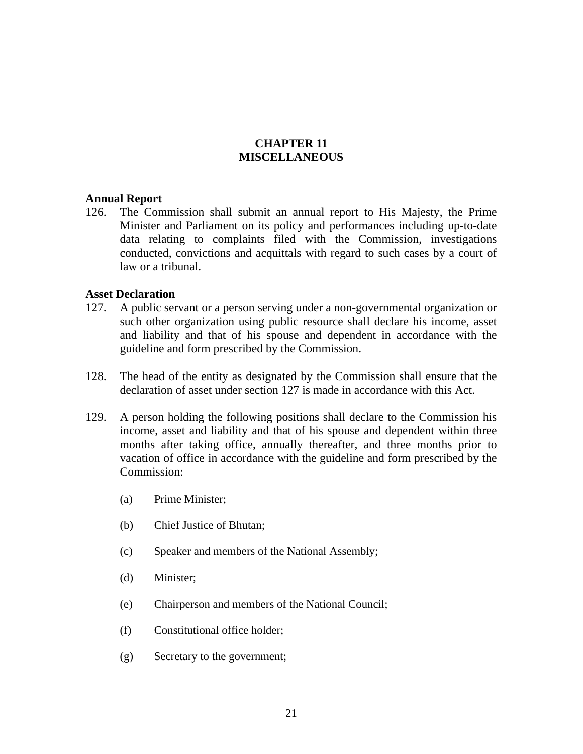# CHAPTER 11
# MISCELLANEOUS

**Annual Report**

126. The Commission shall submit an annual report to His Majesty, the Prime Minister and Parliament on its policy and performances including up-to-date data relating to complaints filed with the Commission, investigations conducted, convictions and acquittals with regard to such cases by a court of law or a tribunal.

**Asset Declaration**

127. A public servant or a person serving under a non-governmental organization or such other organization using public resource shall declare his income, asset and liability and that of his spouse and dependent in accordance with the guideline and form prescribed by the Commission.

128. The head of the entity as designated by the Commission shall ensure that the declaration of asset under section 127 is made in accordance with this Act.

129. A person holding the following positions shall declare to the Commission his income, asset and liability and that of his spouse and dependent within three months after taking office, annually thereafter, and three months prior to vacation of office in accordance with the guideline and form prescribed by the Commission:

   (a) Prime Minister;

   (b) Chief Justice of Bhutan;

   (c) Speaker and members of the National Assembly;

   (d) Minister;

   (e) Chairperson and members of the National Council;

   (f) Constitutional office holder;

   (g) Secretary to the government;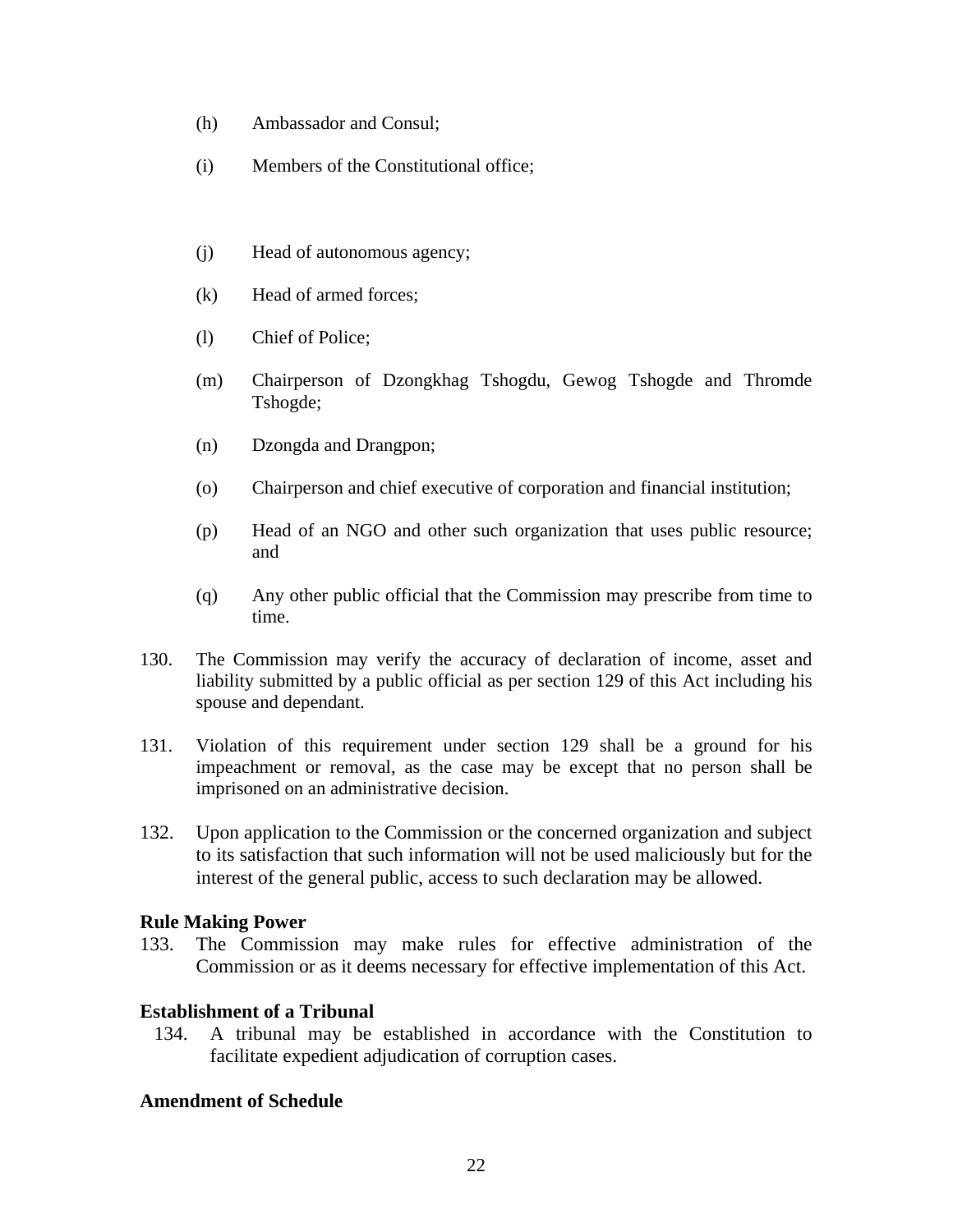(h) Ambassador and Consul;

(i) Members of the Constitutional office;

(j) Head of autonomous agency;

(k) Head of armed forces;

(l) Chief of Police;

(m) Chairperson of Dzongkhag Tshogdu, Gewog Tshogde and Thromde Tshogde;

(n) Dzongda and Drangpon;

(o) Chairperson and chief executive of corporation and financial institution;

(p) Head of an NGO and other such organization that uses public resource; and

(q) Any other public official that the Commission may prescribe from time to time.

130. The Commission may verify the accuracy of declaration of income, asset and liability submitted by a public official as per section 129 of this Act including his spouse and dependant.

131. Violation of this requirement under section 129 shall be a ground for his impeachment or removal, as the case may be except that no person shall be imprisoned on an administrative decision.

132. Upon application to the Commission or the concerned organization and subject to its satisfaction that such information will not be used maliciously but for the interest of the general public, access to such declaration may be allowed.

**Rule Making Power**

133. The Commission may make rules for effective administration of the Commission or as it deems necessary for effective implementation of this Act.

**Establishment of a Tribunal**

134. A tribunal may be established in accordance with the Constitution to facilitate expedient adjudication of corruption cases.

**Amendment of Schedule**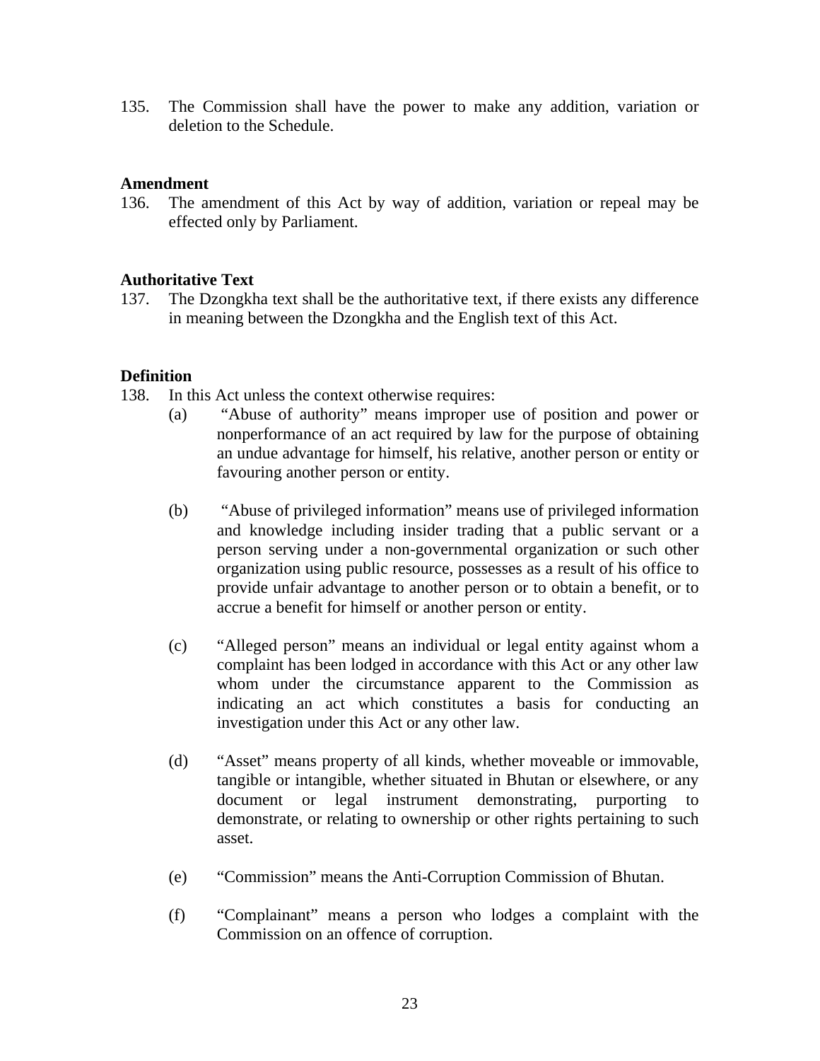135. The Commission shall have the power to make any addition, variation or deletion to the Schedule.

**Amendment**

136. The amendment of this Act by way of addition, variation or repeal may be effected only by Parliament.

**Authoritative Text**

137. The Dzongkha text shall be the authoritative text, if there exists any difference in meaning between the Dzongkha and the English text of this Act.

**Definition**

138. In this Act unless the context otherwise requires:

(a) "Abuse of authority" means improper use of position and power or nonperformance of an act required by law for the purpose of obtaining an undue advantage for himself, his relative, another person or entity or favouring another person or entity.

(b) "Abuse of privileged information" means use of privileged information and knowledge including insider trading that a public servant or a person serving under a non-governmental organization or such other organization using public resource, possesses as a result of his office to provide unfair advantage to another person or to obtain a benefit, or to accrue a benefit for himself or another person or entity.

(c) "Alleged person" means an individual or legal entity against whom a complaint has been lodged in accordance with this Act or any other law whom under the circumstance apparent to the Commission as indicating an act which constitutes a basis for conducting an investigation under this Act or any other law.

(d) "Asset" means property of all kinds, whether moveable or immovable, tangible or intangible, whether situated in Bhutan or elsewhere, or any document or legal instrument demonstrating, purporting to demonstrate, or relating to ownership or other rights pertaining to such asset.

(e) "Commission" means the Anti-Corruption Commission of Bhutan.

(f) "Complainant" means a person who lodges a complaint with the Commission on an offence of corruption.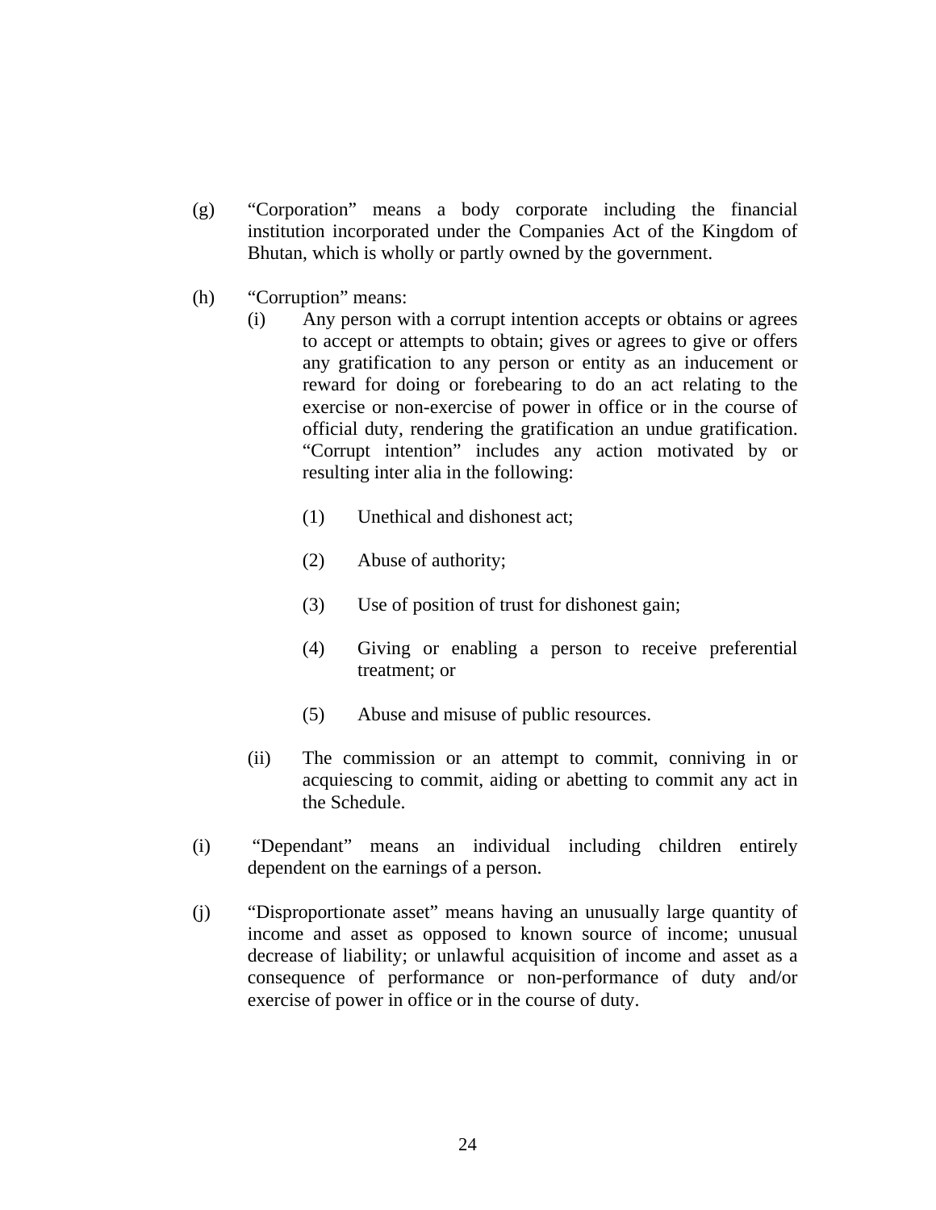(g) "Corporation" means a body corporate including the financial institution incorporated under the Companies Act of the Kingdom of Bhutan, which is wholly or partly owned by the government.

(h) "Corruption" means:

   (i) Any person with a corrupt intention accepts or obtains or agrees to accept or attempts to obtain; gives or agrees to give or offers any gratification to any person or entity as an inducement or reward for doing or forebearing to do an act relating to the exercise or non-exercise of power in office or in the course of official duty, rendering the gratification an undue gratification. "Corrupt intention" includes any action motivated by or resulting inter alia in the following:

      (1) Unethical and dishonest act;

      (2) Abuse of authority;

      (3) Use of position of trust for dishonest gain;

      (4) Giving or enabling a person to receive preferential treatment; or

      (5) Abuse and misuse of public resources.

   (ii) The commission or an attempt to commit, conniving in or acquiescing to commit, aiding or abetting to commit any act in the Schedule.

(i) "Dependant" means an individual including children entirely dependent on the earnings of a person.

(j) "Disproportionate asset" means having an unusually large quantity of income and asset as opposed to known source of income; unusual decrease of liability; or unlawful acquisition of income and asset as a consequence of performance or non-performance of duty and/or exercise of power in office or in the course of duty.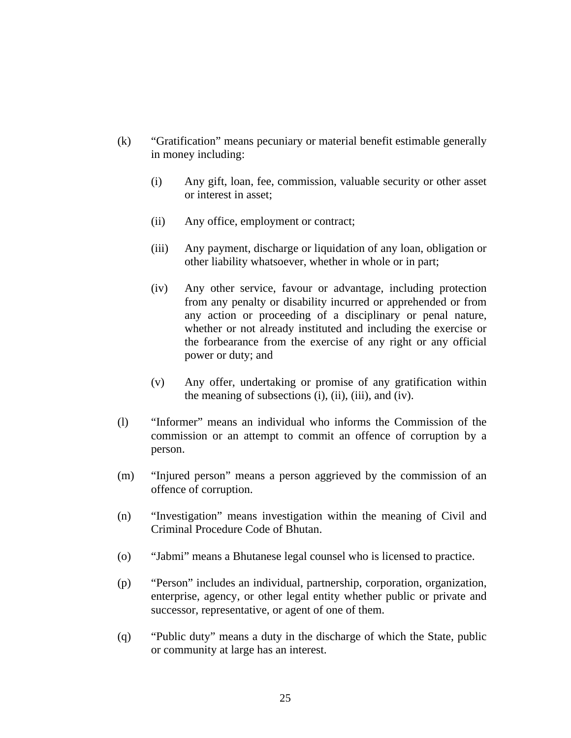(k) "Gratification" means pecuniary or material benefit estimable generally in money including:

  (i) Any gift, loan, fee, commission, valuable security or other asset or interest in asset;

  (ii) Any office, employment or contract;

  (iii) Any payment, discharge or liquidation of any loan, obligation or other liability whatsoever, whether in whole or in part;

  (iv) Any other service, favour or advantage, including protection from any penalty or disability incurred or apprehended or from any action or proceeding of a disciplinary or penal nature, whether or not already instituted and including the exercise or the forbearance from the exercise of any right or any official power or duty; and

  (v) Any offer, undertaking or promise of any gratification within the meaning of subsections (i), (ii), (iii), and (iv).

(l) "Informer" means an individual who informs the Commission of the commission or an attempt to commit an offence of corruption by a person.

(m) "Injured person" means a person aggrieved by the commission of an offence of corruption.

(n) "Investigation" means investigation within the meaning of Civil and Criminal Procedure Code of Bhutan.

(o) "Jabmi" means a Bhutanese legal counsel who is licensed to practice.

(p) "Person" includes an individual, partnership, corporation, organization, enterprise, agency, or other legal entity whether public or private and successor, representative, or agent of one of them.

(q) "Public duty" means a duty in the discharge of which the State, public or community at large has an interest.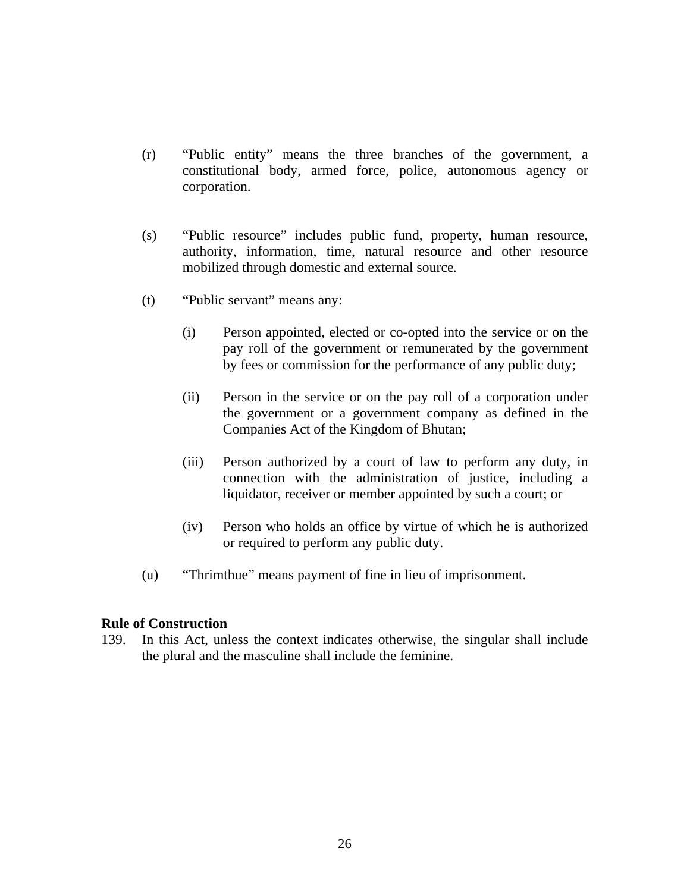(r) "Public entity" means the three branches of the government, a constitutional body, armed force, police, autonomous agency or corporation.

(s) "Public resource" includes public fund, property, human resource, authority, information, time, natural resource and other resource mobilized through domestic and external source.

(t) "Public servant" means any:

   (i) Person appointed, elected or co-opted into the service or on the pay roll of the government or remunerated by the government by fees or commission for the performance of any public duty;

   (ii) Person in the service or on the pay roll of a corporation under the government or a government company as defined in the Companies Act of the Kingdom of Bhutan;

   (iii) Person authorized by a court of law to perform any duty, in connection with the administration of justice, including a liquidator, receiver or member appointed by such a court; or

   (iv) Person who holds an office by virtue of which he is authorized or required to perform any public duty.

(u) "Thrimthue" means payment of fine in lieu of imprisonment.

**Rule of Construction**

139. In this Act, unless the context indicates otherwise, the singular shall include the plural and the masculine shall include the feminine.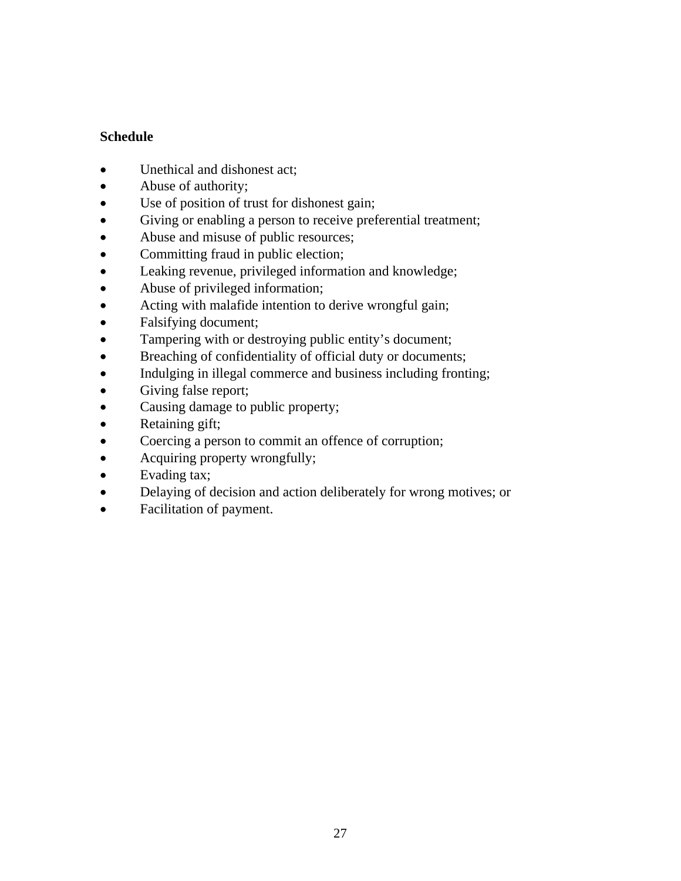**Schedule**

- Unethical and dishonest act;
- Abuse of authority;
- Use of position of trust for dishonest gain;
- Giving or enabling a person to receive preferential treatment;
- Abuse and misuse of public resources;
- Committing fraud in public election;
- Leaking revenue, privileged information and knowledge;
- Abuse of privileged information;
- Acting with malafide intention to derive wrongful gain;
- Falsifying document;
- Tampering with or destroying public entity's document;
- Breaching of confidentiality of official duty or documents;
- Indulging in illegal commerce and business including fronting;
- Giving false report;
- Causing damage to public property;
- Retaining gift;
- Coercing a person to commit an offence of corruption;
- Acquiring property wrongfully;
- Evading tax;
- Delaying of decision and action deliberately for wrong motives; or
- Facilitation of payment.